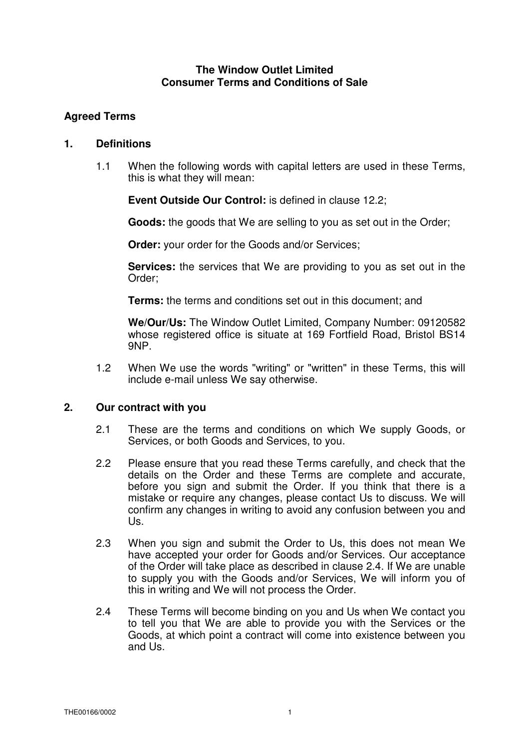# The Window Outlet Limited
# Consumer Terms and Conditions of Sale

## Agreed Terms

## 1. Definitions

1.1 When the following words with capital letters are used in these Terms, this is what they will mean:

**Event Outside Our Control:** is defined in clause 12.2;

**Goods:** the goods that We are selling to you as set out in the Order;

**Order:** your order for the Goods and/or Services;

**Services:** the services that We are providing to you as set out in the Order;

**Terms:** the terms and conditions set out in this document; and

**We/Our/Us:** The Window Outlet Limited, Company Number: 09120582 whose registered office is situate at 169 Fortfield Road, Bristol BS14 9NP.

1.2 When We use the words "writing" or "written" in these Terms, this will include e-mail unless We say otherwise.

## 2. Our contract with you

2.1 These are the terms and conditions on which We supply Goods, or Services, or both Goods and Services, to you.

2.2 Please ensure that you read these Terms carefully, and check that the details on the Order and these Terms are complete and accurate, before you sign and submit the Order. If you think that there is a mistake or require any changes, please contact Us to discuss. We will confirm any changes in writing to avoid any confusion between you and Us.

2.3 When you sign and submit the Order to Us, this does not mean We have accepted your order for Goods and/or Services. Our acceptance of the Order will take place as described in clause 2.4. If We are unable to supply you with the Goods and/or Services, We will inform you of this in writing and We will not process the Order.

2.4 These Terms will become binding on you and Us when We contact you to tell you that We are able to provide you with the Services or the Goods, at which point a contract will come into existence between you and Us.

THE00166/0002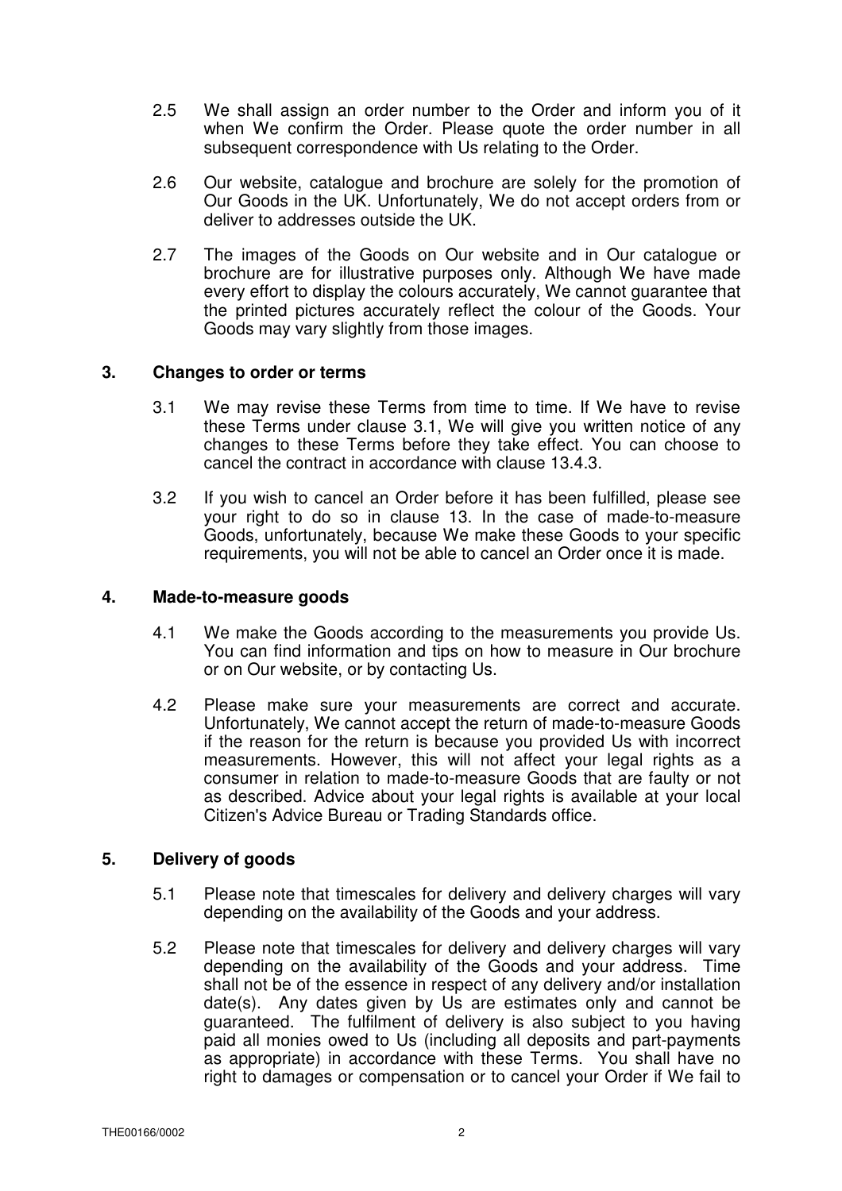2.5 We shall assign an order number to the Order and inform you of it when We confirm the Order. Please quote the order number in all subsequent correspondence with Us relating to the Order.

2.6 Our website, catalogue and brochure are solely for the promotion of Our Goods in the UK. Unfortunately, We do not accept orders from or deliver to addresses outside the UK.

2.7 The images of the Goods on Our website and in Our catalogue or brochure are for illustrative purposes only. Although We have made every effort to display the colours accurately, We cannot guarantee that the printed pictures accurately reflect the colour of the Goods. Your Goods may vary slightly from those images.

## 3. Changes to order or terms

3.1 We may revise these Terms from time to time. If We have to revise these Terms under clause 3.1, We will give you written notice of any changes to these Terms before they take effect. You can choose to cancel the contract in accordance with clause 13.4.3.

3.2 If you wish to cancel an Order before it has been fulfilled, please see your right to do so in clause 13. In the case of made-to-measure Goods, unfortunately, because We make these Goods to your specific requirements, you will not be able to cancel an Order once it is made.

## 4. Made-to-measure goods

4.1 We make the Goods according to the measurements you provide Us. You can find information and tips on how to measure in Our brochure or on Our website, or by contacting Us.

4.2 Please make sure your measurements are correct and accurate. Unfortunately, We cannot accept the return of made-to-measure Goods if the reason for the return is because you provided Us with incorrect measurements. However, this will not affect your legal rights as a consumer in relation to made-to-measure Goods that are faulty or not as described. Advice about your legal rights is available at your local Citizen's Advice Bureau or Trading Standards office.

## 5. Delivery of goods

5.1 Please note that timescales for delivery and delivery charges will vary depending on the availability of the Goods and your address.

5.2 Please note that timescales for delivery and delivery charges will vary depending on the availability of the Goods and your address. Time shall not be of the essence in respect of any delivery and/or installation date(s). Any dates given by Us are estimates only and cannot be guaranteed. The fulfilment of delivery is also subject to you having paid all monies owed to Us (including all deposits and part-payments as appropriate) in accordance with these Terms. You shall have no right to damages or compensation or to cancel your Order if We fail to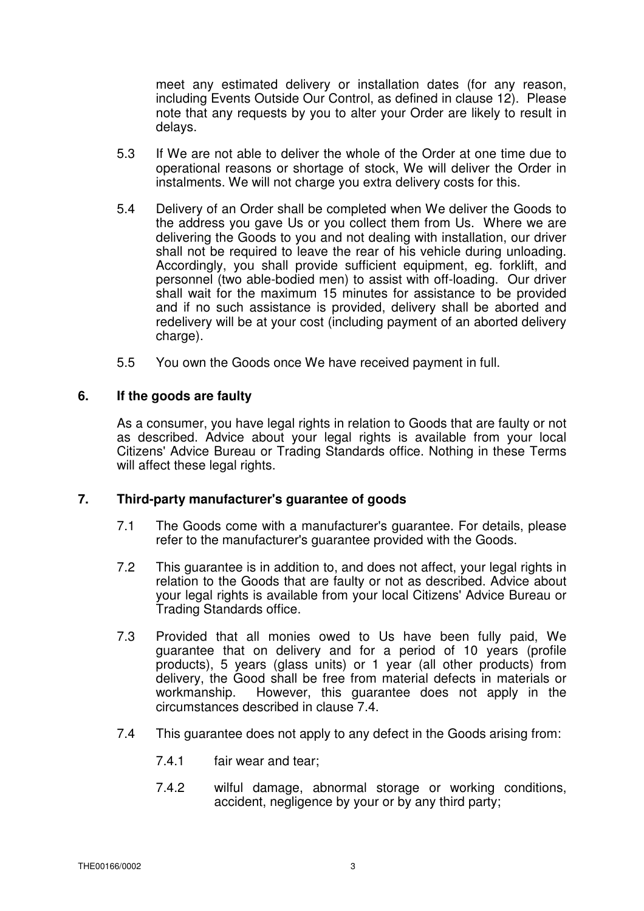meet any estimated delivery or installation dates (for any reason, including Events Outside Our Control, as defined in clause 12). Please note that any requests by you to alter your Order are likely to result in delays.

5.3 If We are not able to deliver the whole of the Order at one time due to operational reasons or shortage of stock, We will deliver the Order in instalments. We will not charge you extra delivery costs for this.

5.4 Delivery of an Order shall be completed when We deliver the Goods to the address you gave Us or you collect them from Us. Where we are delivering the Goods to you and not dealing with installation, our driver shall not be required to leave the rear of his vehicle during unloading. Accordingly, you shall provide sufficient equipment, eg. forklift, and personnel (two able-bodied men) to assist with off-loading. Our driver shall wait for the maximum 15 minutes for assistance to be provided and if no such assistance is provided, delivery shall be aborted and redelivery will be at your cost (including payment of an aborted delivery charge).

5.5 You own the Goods once We have received payment in full.

## 6. If the goods are faulty

As a consumer, you have legal rights in relation to Goods that are faulty or not as described. Advice about your legal rights is available from your local Citizens' Advice Bureau or Trading Standards office. Nothing in these Terms will affect these legal rights.

## 7. Third-party manufacturer's guarantee of goods

7.1 The Goods come with a manufacturer's guarantee. For details, please refer to the manufacturer's guarantee provided with the Goods.

7.2 This guarantee is in addition to, and does not affect, your legal rights in relation to the Goods that are faulty or not as described. Advice about your legal rights is available from your local Citizens' Advice Bureau or Trading Standards office.

7.3 Provided that all monies owed to Us have been fully paid, We guarantee that on delivery and for a period of 10 years (profile products), 5 years (glass units) or 1 year (all other products) from delivery, the Good shall be free from material defects in materials or workmanship. However, this guarantee does not apply in the circumstances described in clause 7.4.

7.4 This guarantee does not apply to any defect in the Goods arising from:

7.4.1 fair wear and tear;

7.4.2 wilful damage, abnormal storage or working conditions, accident, negligence by your or by any third party;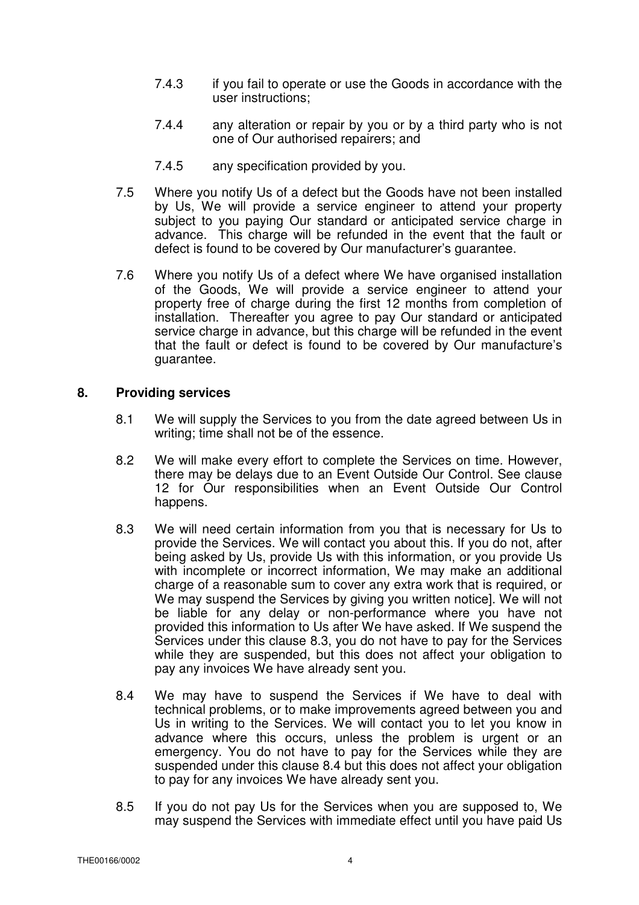7.4.3 if you fail to operate or use the Goods in accordance with the user instructions;

7.4.4 any alteration or repair by you or by a third party who is not one of Our authorised repairers; and

7.4.5 any specification provided by you.

7.5 Where you notify Us of a defect but the Goods have not been installed by Us, We will provide a service engineer to attend your property subject to you paying Our standard or anticipated service charge in advance. This charge will be refunded in the event that the fault or defect is found to be covered by Our manufacturer's guarantee.

7.6 Where you notify Us of a defect where We have organised installation of the Goods, We will provide a service engineer to attend your property free of charge during the first 12 months from completion of installation. Thereafter you agree to pay Our standard or anticipated service charge in advance, but this charge will be refunded in the event that the fault or defect is found to be covered by Our manufacture's guarantee.

## 8. Providing services

8.1 We will supply the Services to you from the date agreed between Us in writing; time shall not be of the essence.

8.2 We will make every effort to complete the Services on time. However, there may be delays due to an Event Outside Our Control. See clause 12 for Our responsibilities when an Event Outside Our Control happens.

8.3 We will need certain information from you that is necessary for Us to provide the Services. We will contact you about this. If you do not, after being asked by Us, provide Us with this information, or you provide Us with incomplete or incorrect information, We may make an additional charge of a reasonable sum to cover any extra work that is required, or We may suspend the Services by giving you written notice]. We will not be liable for any delay or non-performance where you have not provided this information to Us after We have asked. If We suspend the Services under this clause 8.3, you do not have to pay for the Services while they are suspended, but this does not affect your obligation to pay any invoices We have already sent you.

8.4 We may have to suspend the Services if We have to deal with technical problems, or to make improvements agreed between you and Us in writing to the Services. We will contact you to let you know in advance where this occurs, unless the problem is urgent or an emergency. You do not have to pay for the Services while they are suspended under this clause 8.4 but this does not affect your obligation to pay for any invoices We have already sent you.

8.5 If you do not pay Us for the Services when you are supposed to, We may suspend the Services with immediate effect until you have paid Us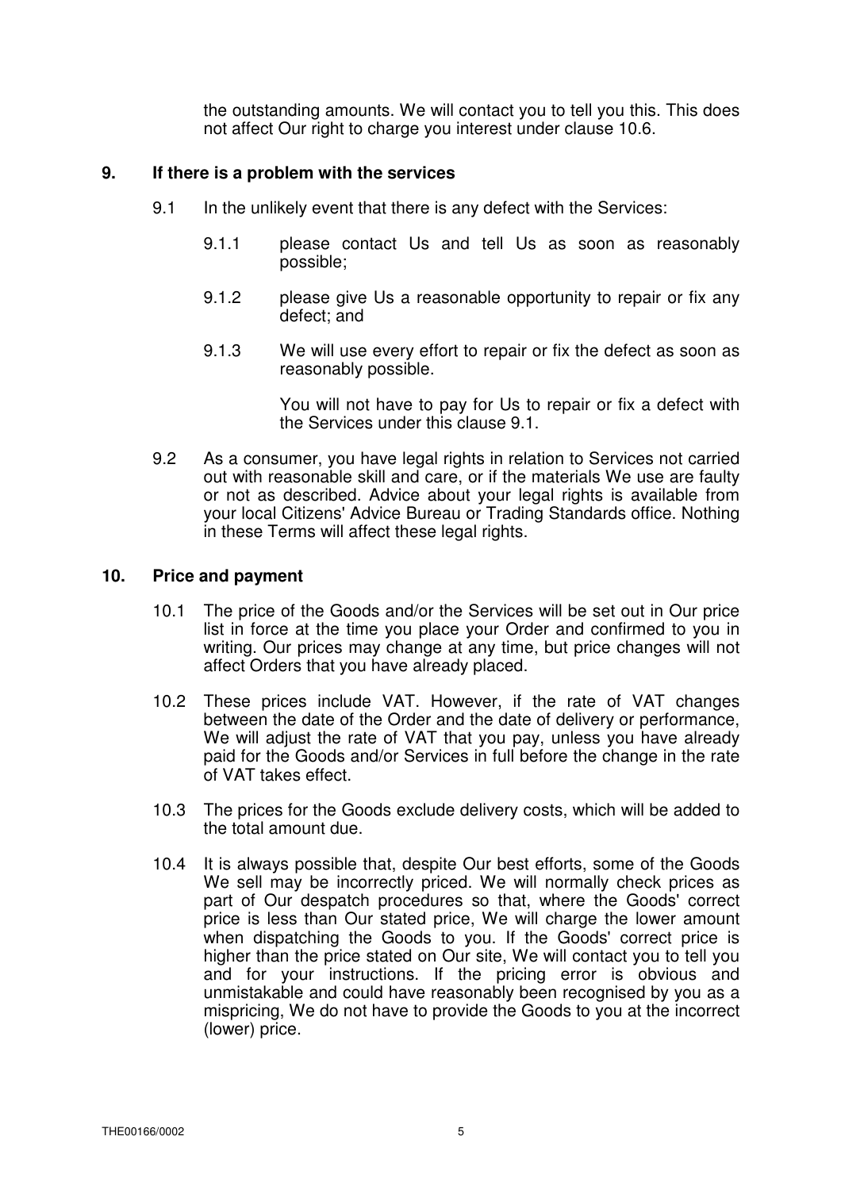the outstanding amounts. We will contact you to tell you this. This does not affect Our right to charge you interest under clause 10.6.

## 9. If there is a problem with the services

9.1 In the unlikely event that there is any defect with the Services:

9.1.1 please contact Us and tell Us as soon as reasonably possible;

9.1.2 please give Us a reasonable opportunity to repair or fix any defect; and

9.1.3 We will use every effort to repair or fix the defect as soon as reasonably possible.

You will not have to pay for Us to repair or fix a defect with the Services under this clause 9.1.

9.2 As a consumer, you have legal rights in relation to Services not carried out with reasonable skill and care, or if the materials We use are faulty or not as described. Advice about your legal rights is available from your local Citizens' Advice Bureau or Trading Standards office. Nothing in these Terms will affect these legal rights.

## 10. Price and payment

10.1 The price of the Goods and/or the Services will be set out in Our price list in force at the time you place your Order and confirmed to you in writing. Our prices may change at any time, but price changes will not affect Orders that you have already placed.

10.2 These prices include VAT. However, if the rate of VAT changes between the date of the Order and the date of delivery or performance, We will adjust the rate of VAT that you pay, unless you have already paid for the Goods and/or Services in full before the change in the rate of VAT takes effect.

10.3 The prices for the Goods exclude delivery costs, which will be added to the total amount due.

10.4 It is always possible that, despite Our best efforts, some of the Goods We sell may be incorrectly priced. We will normally check prices as part of Our despatch procedures so that, where the Goods' correct price is less than Our stated price, We will charge the lower amount when dispatching the Goods to you. If the Goods' correct price is higher than the price stated on Our site, We will contact you to tell you and for your instructions. If the pricing error is obvious and unmistakable and could have reasonably been recognised by you as a mispricing, We do not have to provide the Goods to you at the incorrect (lower) price.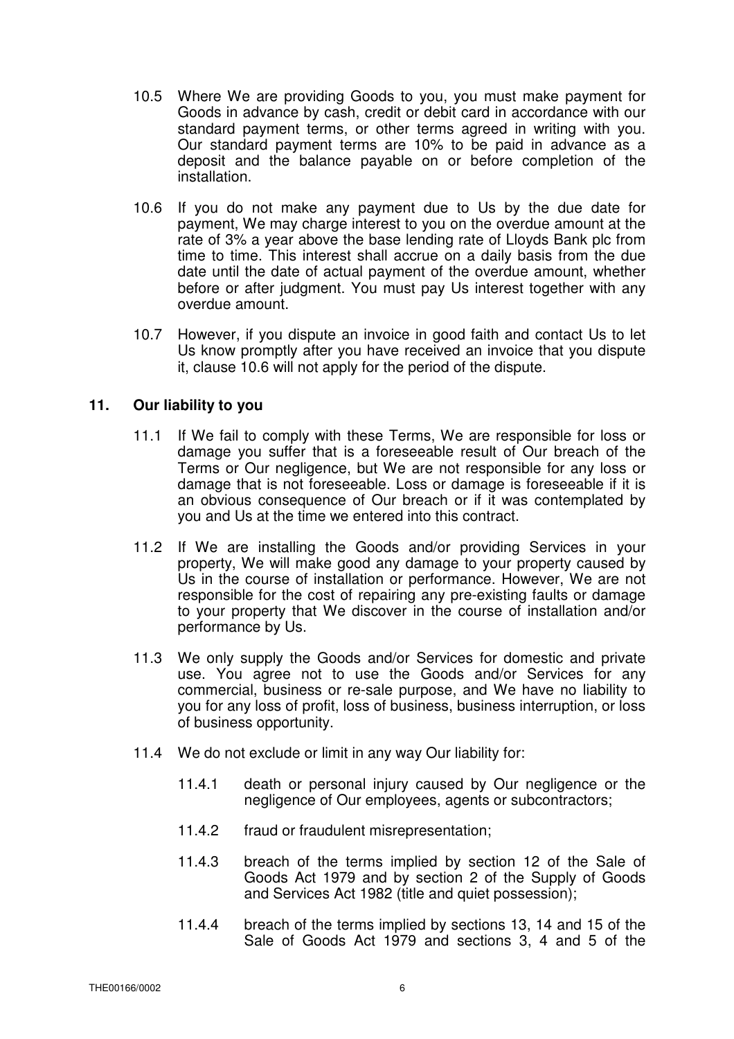10.5 Where We are providing Goods to you, you must make payment for Goods in advance by cash, credit or debit card in accordance with our standard payment terms, or other terms agreed in writing with you. Our standard payment terms are 10% to be paid in advance as a deposit and the balance payable on or before completion of the installation.

10.6 If you do not make any payment due to Us by the due date for payment, We may charge interest to you on the overdue amount at the rate of 3% a year above the base lending rate of Lloyds Bank plc from time to time. This interest shall accrue on a daily basis from the due date until the date of actual payment of the overdue amount, whether before or after judgment. You must pay Us interest together with any overdue amount.

10.7 However, if you dispute an invoice in good faith and contact Us to let Us know promptly after you have received an invoice that you dispute it, clause 10.6 will not apply for the period of the dispute.

## 11. Our liability to you

11.1 If We fail to comply with these Terms, We are responsible for loss or damage you suffer that is a foreseeable result of Our breach of the Terms or Our negligence, but We are not responsible for any loss or damage that is not foreseeable. Loss or damage is foreseeable if it is an obvious consequence of Our breach or if it was contemplated by you and Us at the time we entered into this contract.

11.2 If We are installing the Goods and/or providing Services in your property, We will make good any damage to your property caused by Us in the course of installation or performance. However, We are not responsible for the cost of repairing any pre-existing faults or damage to your property that We discover in the course of installation and/or performance by Us.

11.3 We only supply the Goods and/or Services for domestic and private use. You agree not to use the Goods and/or Services for any commercial, business or re-sale purpose, and We have no liability to you for any loss of profit, loss of business, business interruption, or loss of business opportunity.

11.4 We do not exclude or limit in any way Our liability for:

11.4.1 death or personal injury caused by Our negligence or the negligence of Our employees, agents or subcontractors;

11.4.2 fraud or fraudulent misrepresentation;

11.4.3 breach of the terms implied by section 12 of the Sale of Goods Act 1979 and by section 2 of the Supply of Goods and Services Act 1982 (title and quiet possession);

11.4.4 breach of the terms implied by sections 13, 14 and 15 of the Sale of Goods Act 1979 and sections 3, 4 and 5 of the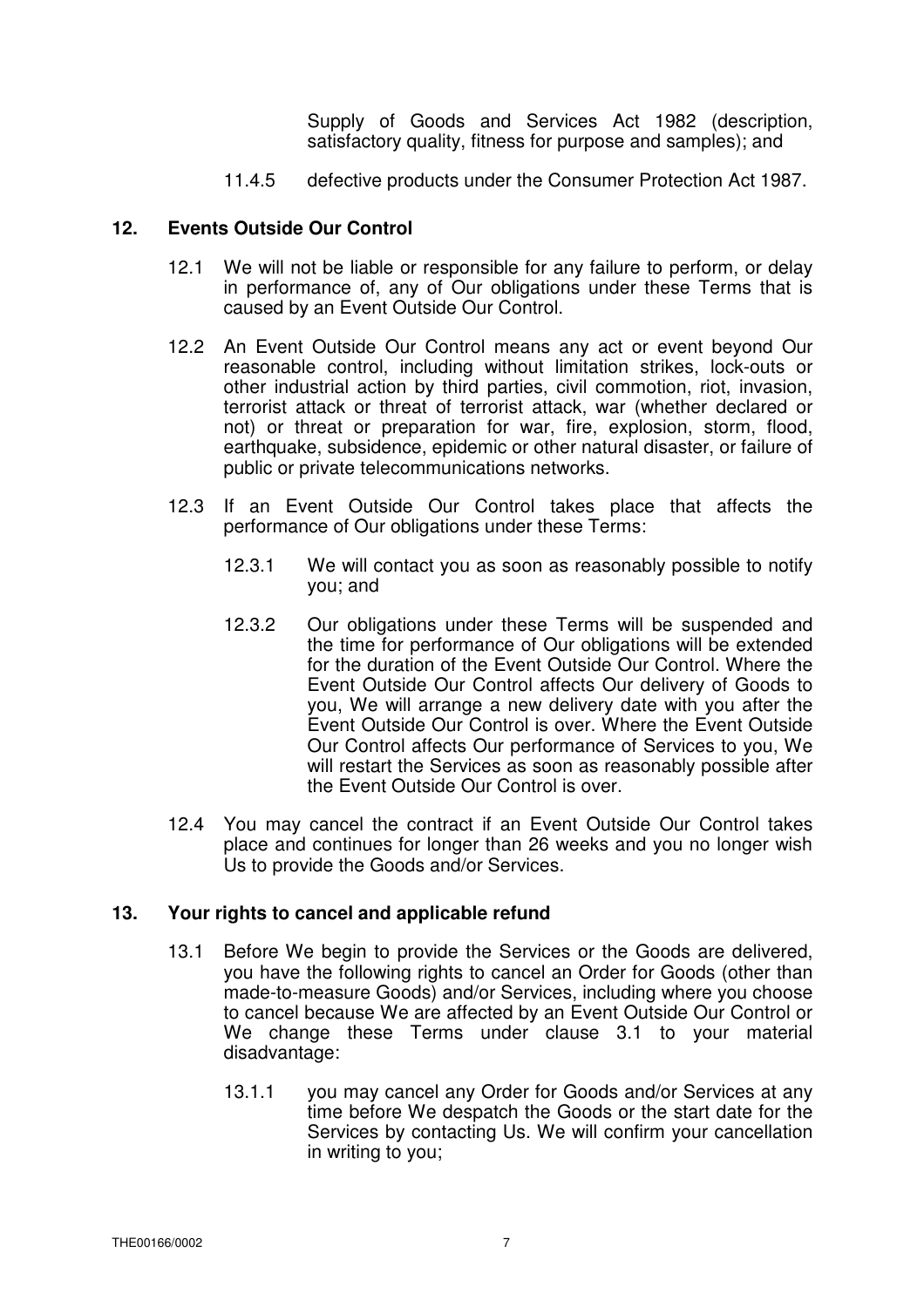Supply of Goods and Services Act 1982 (description, satisfactory quality, fitness for purpose and samples); and

11.4.5 defective products under the Consumer Protection Act 1987.

## 12. Events Outside Our Control

12.1 We will not be liable or responsible for any failure to perform, or delay in performance of, any of Our obligations under these Terms that is caused by an Event Outside Our Control.

12.2 An Event Outside Our Control means any act or event beyond Our reasonable control, including without limitation strikes, lock-outs or other industrial action by third parties, civil commotion, riot, invasion, terrorist attack or threat of terrorist attack, war (whether declared or not) or threat or preparation for war, fire, explosion, storm, flood, earthquake, subsidence, epidemic or other natural disaster, or failure of public or private telecommunications networks.

12.3 If an Event Outside Our Control takes place that affects the performance of Our obligations under these Terms:

12.3.1 We will contact you as soon as reasonably possible to notify you; and

12.3.2 Our obligations under these Terms will be suspended and the time for performance of Our obligations will be extended for the duration of the Event Outside Our Control. Where the Event Outside Our Control affects Our delivery of Goods to you, We will arrange a new delivery date with you after the Event Outside Our Control is over. Where the Event Outside Our Control affects Our performance of Services to you, We will restart the Services as soon as reasonably possible after the Event Outside Our Control is over.

12.4 You may cancel the contract if an Event Outside Our Control takes place and continues for longer than 26 weeks and you no longer wish Us to provide the Goods and/or Services.

## 13. Your rights to cancel and applicable refund

13.1 Before We begin to provide the Services or the Goods are delivered, you have the following rights to cancel an Order for Goods (other than made-to-measure Goods) and/or Services, including where you choose to cancel because We are affected by an Event Outside Our Control or We change these Terms under clause 3.1 to your material disadvantage:

13.1.1 you may cancel any Order for Goods and/or Services at any time before We despatch the Goods or the start date for the Services by contacting Us. We will confirm your cancellation in writing to you;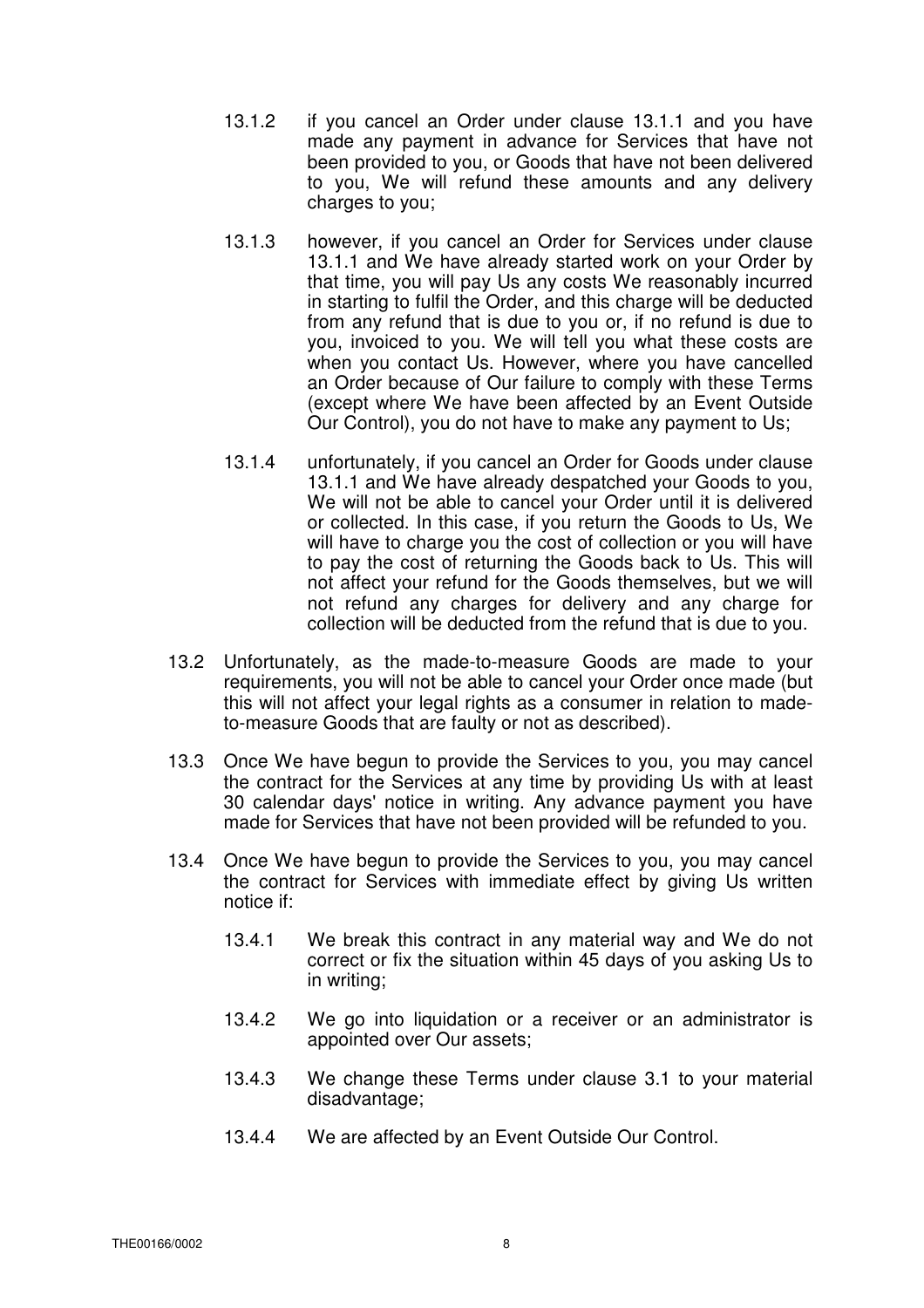13.1.2 if you cancel an Order under clause 13.1.1 and you have made any payment in advance for Services that have not been provided to you, or Goods that have not been delivered to you, We will refund these amounts and any delivery charges to you;

13.1.3 however, if you cancel an Order for Services under clause 13.1.1 and We have already started work on your Order by that time, you will pay Us any costs We reasonably incurred in starting to fulfil the Order, and this charge will be deducted from any refund that is due to you or, if no refund is due to you, invoiced to you. We will tell you what these costs are when you contact Us. However, where you have cancelled an Order because of Our failure to comply with these Terms (except where We have been affected by an Event Outside Our Control), you do not have to make any payment to Us;

13.1.4 unfortunately, if you cancel an Order for Goods under clause 13.1.1 and We have already despatched your Goods to you, We will not be able to cancel your Order until it is delivered or collected. In this case, if you return the Goods to Us, We will have to charge you the cost of collection or you will have to pay the cost of returning the Goods back to Us. This will not affect your refund for the Goods themselves, but we will not refund any charges for delivery and any charge for collection will be deducted from the refund that is due to you.

13.2 Unfortunately, as the made-to-measure Goods are made to your requirements, you will not be able to cancel your Order once made (but this will not affect your legal rights as a consumer in relation to made-to-measure Goods that are faulty or not as described).

13.3 Once We have begun to provide the Services to you, you may cancel the contract for the Services at any time by providing Us with at least 30 calendar days' notice in writing. Any advance payment you have made for Services that have not been provided will be refunded to you.

13.4 Once We have begun to provide the Services to you, you may cancel the contract for Services with immediate effect by giving Us written notice if:

13.4.1 We break this contract in any material way and We do not correct or fix the situation within 45 days of you asking Us to in writing;

13.4.2 We go into liquidation or a receiver or an administrator is appointed over Our assets;

13.4.3 We change these Terms under clause 3.1 to your material disadvantage;

13.4.4 We are affected by an Event Outside Our Control.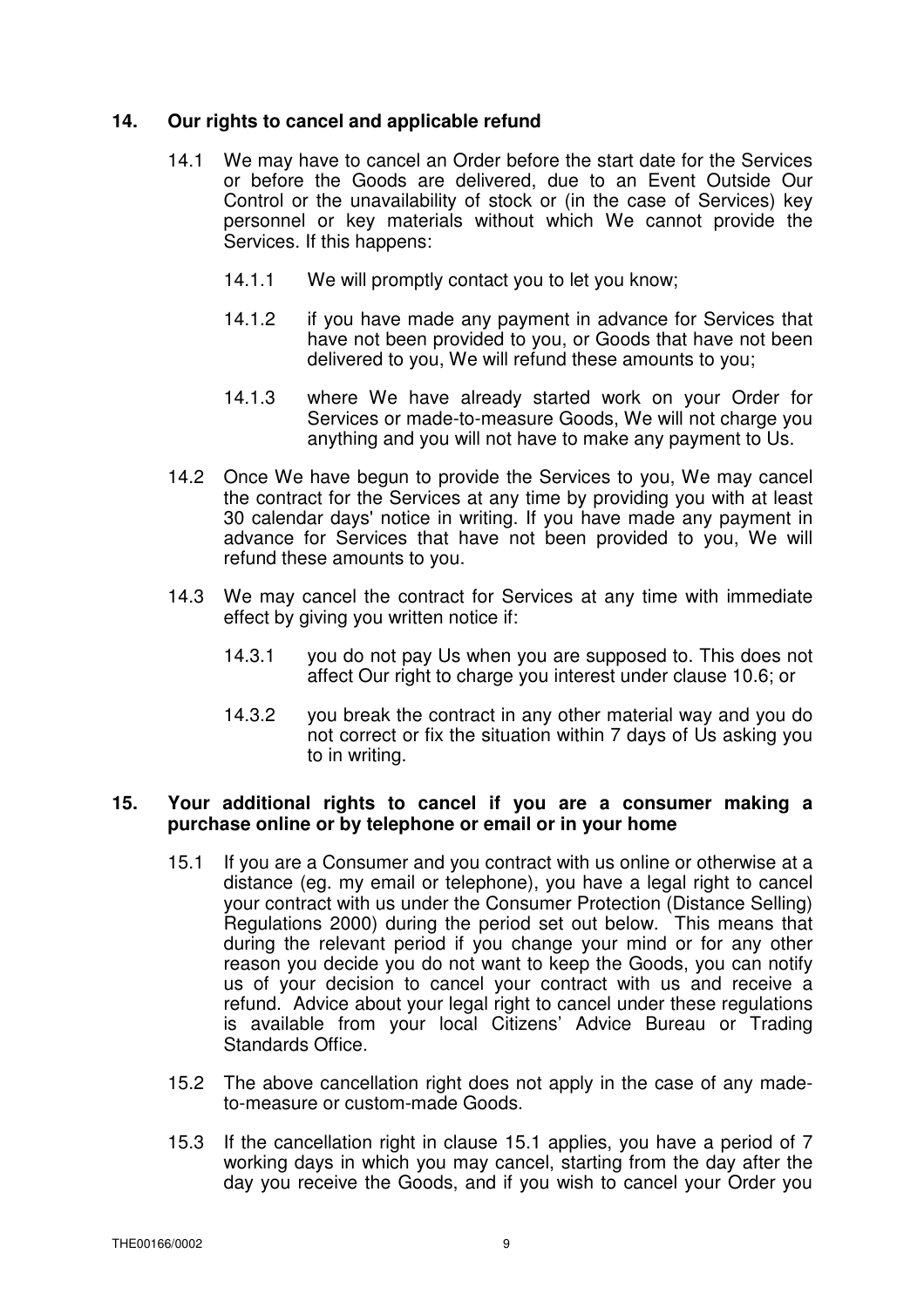## 14. Our rights to cancel and applicable refund

14.1 We may have to cancel an Order before the start date for the Services or before the Goods are delivered, due to an Event Outside Our Control or the unavailability of stock or (in the case of Services) key personnel or key materials without which We cannot provide the Services. If this happens:

14.1.1 We will promptly contact you to let you know;

14.1.2 if you have made any payment in advance for Services that have not been provided to you, or Goods that have not been delivered to you, We will refund these amounts to you;

14.1.3 where We have already started work on your Order for Services or made-to-measure Goods, We will not charge you anything and you will not have to make any payment to Us.

14.2 Once We have begun to provide the Services to you, We may cancel the contract for the Services at any time by providing you with at least 30 calendar days' notice in writing. If you have made any payment in advance for Services that have not been provided to you, We will refund these amounts to you.

14.3 We may cancel the contract for Services at any time with immediate effect by giving you written notice if:

14.3.1 you do not pay Us when you are supposed to. This does not affect Our right to charge you interest under clause 10.6; or

14.3.2 you break the contract in any other material way and you do not correct or fix the situation within 7 days of Us asking you to in writing.

## 15. Your additional rights to cancel if you are a consumer making a purchase online or by telephone or email or in your home

15.1 If you are a Consumer and you contract with us online or otherwise at a distance (eg. my email or telephone), you have a legal right to cancel your contract with us under the Consumer Protection (Distance Selling) Regulations 2000) during the period set out below. This means that during the relevant period if you change your mind or for any other reason you decide you do not want to keep the Goods, you can notify us of your decision to cancel your contract with us and receive a refund. Advice about your legal right to cancel under these regulations is available from your local Citizens' Advice Bureau or Trading Standards Office.

15.2 The above cancellation right does not apply in the case of any made-to-measure or custom-made Goods.

15.3 If the cancellation right in clause 15.1 applies, you have a period of 7 working days in which you may cancel, starting from the day after the day you receive the Goods, and if you wish to cancel your Order you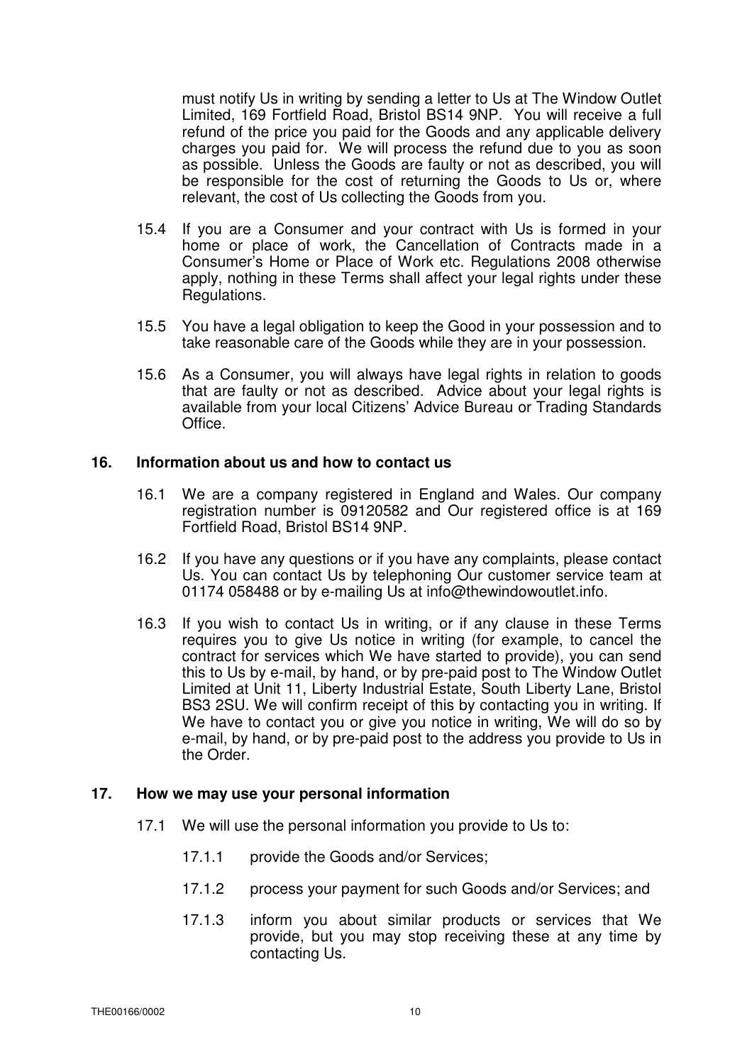must notify Us in writing by sending a letter to Us at The Window Outlet Limited, 169 Fortfield Road, Bristol BS14 9NP. You will receive a full refund of the price you paid for the Goods and any applicable delivery charges you paid for. We will process the refund due to you as soon as possible. Unless the Goods are faulty or not as described, you will be responsible for the cost of returning the Goods to Us or, where relevant, the cost of Us collecting the Goods from you.

15.4 If you are a Consumer and your contract with Us is formed in your home or place of work, the Cancellation of Contracts made in a Consumer's Home or Place of Work etc. Regulations 2008 otherwise apply, nothing in these Terms shall affect your legal rights under these Regulations.

15.5 You have a legal obligation to keep the Good in your possession and to take reasonable care of the Goods while they are in your possession.

15.6 As a Consumer, you will always have legal rights in relation to goods that are faulty or not as described. Advice about your legal rights is available from your local Citizens' Advice Bureau or Trading Standards Office.

## 16. Information about us and how to contact us

16.1 We are a company registered in England and Wales. Our company registration number is 09120582 and Our registered office is at 169 Fortfield Road, Bristol BS14 9NP.

16.2 If you have any questions or if you have any complaints, please contact Us. You can contact Us by telephoning Our customer service team at 01174 058488 or by e-mailing Us at info@thewindowoutlet.info.

16.3 If you wish to contact Us in writing, or if any clause in these Terms requires you to give Us notice in writing (for example, to cancel the contract for services which We have started to provide), you can send this to Us by e-mail, by hand, or by pre-paid post to The Window Outlet Limited at Unit 11, Liberty Industrial Estate, South Liberty Lane, Bristol BS3 2SU. We will confirm receipt of this by contacting you in writing. If We have to contact you or give you notice in writing, We will do so by e-mail, by hand, or by pre-paid post to the address you provide to Us in the Order.

## 17. How we may use your personal information

17.1 We will use the personal information you provide to Us to:

17.1.1 provide the Goods and/or Services;

17.1.2 process your payment for such Goods and/or Services; and

17.1.3 inform you about similar products or services that We provide, but you may stop receiving these at any time by contacting Us.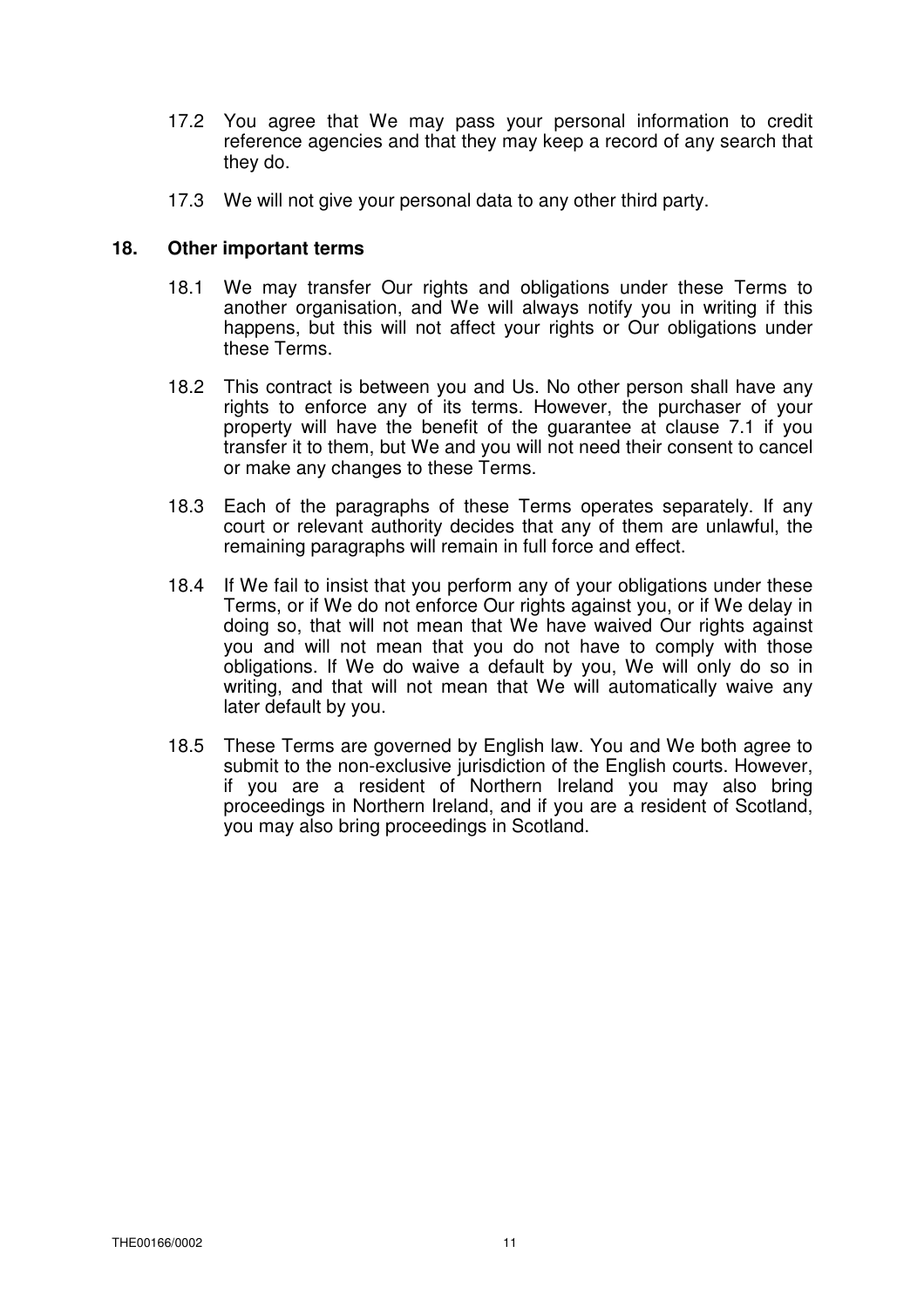17.2 You agree that We may pass your personal information to credit reference agencies and that they may keep a record of any search that they do.

17.3 We will not give your personal data to any other third party.

## 18. Other important terms

18.1 We may transfer Our rights and obligations under these Terms to another organisation, and We will always notify you in writing if this happens, but this will not affect your rights or Our obligations under these Terms.

18.2 This contract is between you and Us. No other person shall have any rights to enforce any of its terms. However, the purchaser of your property will have the benefit of the guarantee at clause 7.1 if you transfer it to them, but We and you will not need their consent to cancel or make any changes to these Terms.

18.3 Each of the paragraphs of these Terms operates separately. If any court or relevant authority decides that any of them are unlawful, the remaining paragraphs will remain in full force and effect.

18.4 If We fail to insist that you perform any of your obligations under these Terms, or if We do not enforce Our rights against you, or if We delay in doing so, that will not mean that We have waived Our rights against you and will not mean that you do not have to comply with those obligations. If We do waive a default by you, We will only do so in writing, and that will not mean that We will automatically waive any later default by you.

18.5 These Terms are governed by English law. You and We both agree to submit to the non-exclusive jurisdiction of the English courts. However, if you are a resident of Northern Ireland you may also bring proceedings in Northern Ireland, and if you are a resident of Scotland, you may also bring proceedings in Scotland.

THE00166/0002